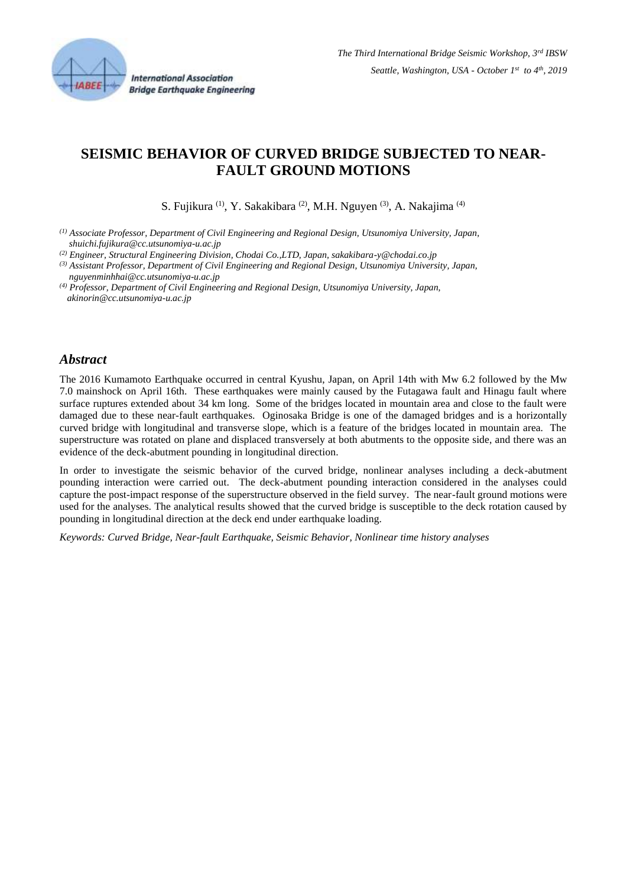# SEISMIC BEHAVIOR OF CURVED BRIDGE SUBJECTED TO NEAR-FAULT GROUND MOTIONS

S. Fujikura [1], Y. Sakakibara [2], M.H. Nguyen [3], A. Nakajima [4]

*[1] Associate Professor, Department of Civil Engineering and Regional Design, Utsunomiya University, Japan, shuichi.fujikura@cc.utsunomiya-u.ac.jp*

*[2] Engineer, Structural Engineering Division, Chodai Co.,LTD, Japan, sakakibara-y@chodai.co.jp*

*[3] Assistant Professor, Department of Civil Engineering and Regional Design, Utsunomiya University, Japan, nguyenminhhai@cc.utsunomiya-u.ac.jp*

*[4] Professor, Department of Civil Engineering and Regional Design, Utsunomiya University, Japan, akinorin@cc.utsunomiya-u.ac.jp*

## Abstract

The 2016 Kumamoto Earthquake occurred in central Kyushu, Japan, on April 14th with Mw 6.2 followed by the Mw 7.0 mainshock on April 16th. These earthquakes were mainly caused by the Futagawa fault and Hinagu fault where surface ruptures extended about 34 km long. Some of the bridges located in mountain area and close to the fault were damaged due to these near-fault earthquakes. Oginosaka Bridge is one of the damaged bridges and is a horizontally curved bridge with longitudinal and transverse slope, which is a feature of the bridges located in mountain area. The superstructure was rotated on plane and displaced transversely at both abutments to the opposite side, and there was an evidence of the deck-abutment pounding in longitudinal direction.

In order to investigate the seismic behavior of the curved bridge, nonlinear analyses including a deck-abutment pounding interaction were carried out. The deck-abutment pounding interaction considered in the analyses could capture the post-impact response of the superstructure observed in the field survey. The near-fault ground motions were used for the analyses. The analytical results showed that the curved bridge is susceptible to the deck rotation caused by pounding in longitudinal direction at the deck end under earthquake loading.

*Keywords: Curved Bridge, Near-fault Earthquake, Seismic Behavior, Nonlinear time history analyses*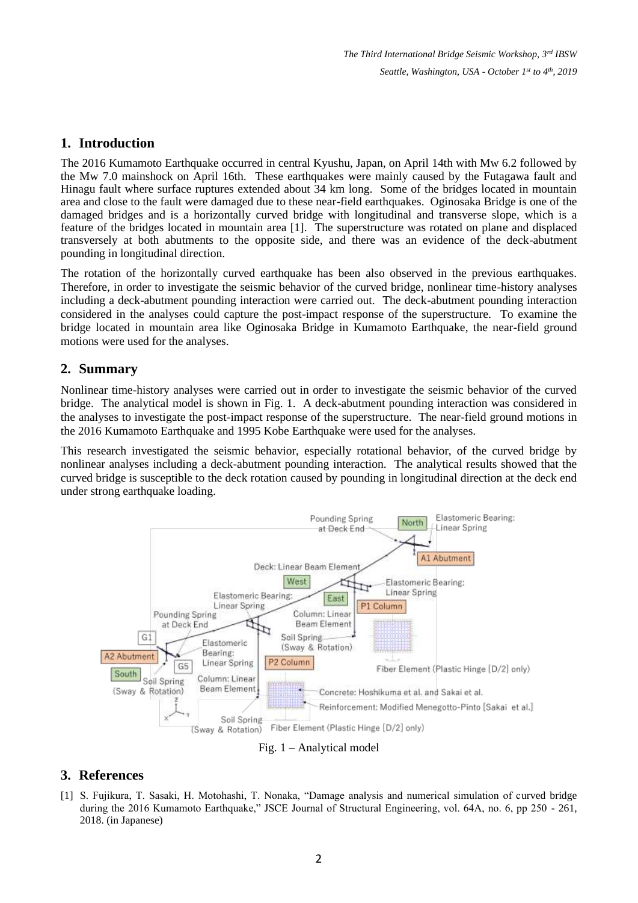## 1. Introduction

The 2016 Kumamoto Earthquake occurred in central Kyushu, Japan, on April 14th with Mw 6.2 followed by the Mw 7.0 mainshock on April 16th. These earthquakes were mainly caused by the Futagawa fault and Hinagu fault where surface ruptures extended about 34 km long. Some of the bridges located in mountain area and close to the fault were damaged due to these near-field earthquakes. Oginosaka Bridge is one of the damaged bridges and is a horizontally curved bridge with longitudinal and transverse slope, which is a feature of the bridges located in mountain area [1]. The superstructure was rotated on plane and displaced transversely at both abutments to the opposite side, and there was an evidence of the deck-abutment pounding in longitudinal direction.

The rotation of the horizontally curved earthquake has been also observed in the previous earthquakes. Therefore, in order to investigate the seismic behavior of the curved bridge, nonlinear time-history analyses including a deck-abutment pounding interaction were carried out. The deck-abutment pounding interaction considered in the analyses could capture the post-impact response of the superstructure. To examine the bridge located in mountain area like Oginosaka Bridge in Kumamoto Earthquake, the near-field ground motions were used for the analyses.

## 2. Summary

Nonlinear time-history analyses were carried out in order to investigate the seismic behavior of the curved bridge. The analytical model is shown in Fig. 1. A deck-abutment pounding interaction was considered in the analyses to investigate the post-impact response of the superstructure. The near-field ground motions in the 2016 Kumamoto Earthquake and 1995 Kobe Earthquake were used for the analyses.

This research investigated the seismic behavior, especially rotational behavior, of the curved bridge by nonlinear analyses including a deck-abutment pounding interaction. The analytical results showed that the curved bridge is susceptible to the deck rotation caused by pounding in longitudinal direction at the deck end under strong earthquake loading.

Pounding Spring at Deck End
North
Elastomeric Bearing: Linear Spring
A1 Abutment
Deck: Linear Beam Element
West
Elastomeric Bearing: Linear Spring
East
Elastomeric Bearing: Linear Spring
P1 Column
Pounding Spring at Deck End
Column: Linear Beam Element
G1
Soil Spring (Sway & Rotation)
Elastomeric Bearing: Linear Spring
A2 Abutment
G5
P2 Column
Fiber Element (Plastic Hinge [D/2] only)
South
Soil Spring (Sway & Rotation)
Column: Linear Beam Element
Concrete: Hoshikuma et al. and Sakai et al.
Reinforcement: Modified Menegotto-Pinto [Sakai et al.]
Soil Spring (Sway & Rotation)
Fiber Element (Plastic Hinge [D/2] only)

Fig. 1 – Analytical model

## 3. References

[1] S. Fujikura, T. Sasaki, H. Motohashi, T. Nonaka, "Damage analysis and numerical simulation of curved bridge during the 2016 Kumamoto Earthquake," JSCE Journal of Structural Engineering, vol. 64A, no. 6, pp 250 - 261, 2018. (in Japanese)